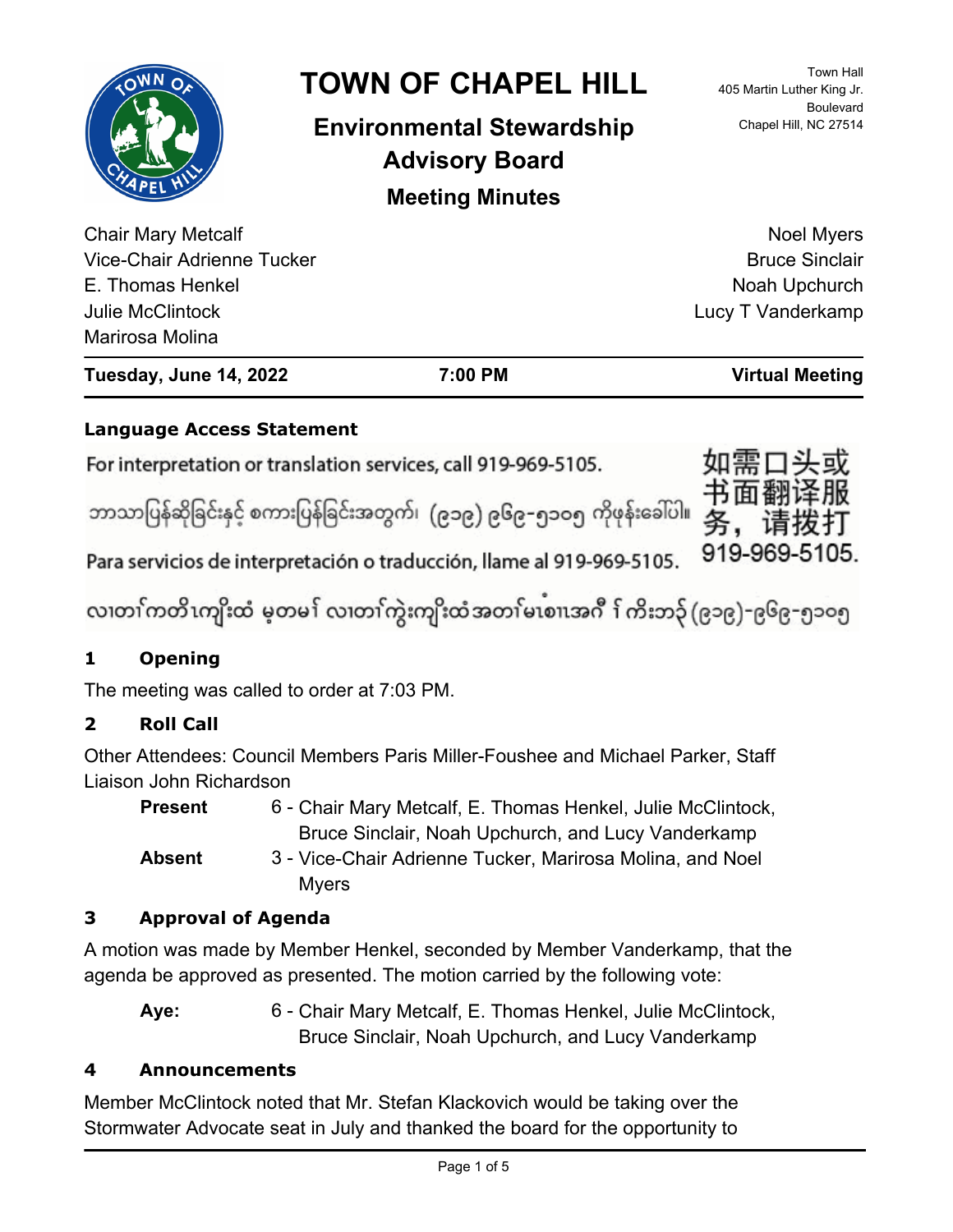# TOWN OF CHAPEL HILL

## Environmental Stewardship Advisory Board

### Meeting Minutes

Town Hall
405 Martin Luther King Jr. Boulevard
Chapel Hill, NC 27514

Chair Mary Metcalf
Vice-Chair Adrienne Tucker
E. Thomas Henkel
Julie McClintock
Marirosa Molina
Noel Myers
Bruce Sinclair
Noah Upchurch
Lucy T Vanderkamp

**Tuesday, June 14, 2022** | **7:00 PM** | **Virtual Meeting**

**Language Access Statement**

For interpretation or translation services, call 919-969-5105.

ဘာသာပြန်ဆိုခြင်းနှင့် စကားပြန်ခြင်းအတွက်၊ (၉၁၉) ၉၆၉-၅၁၀၅ ကိုဖုန်းခေါ်ပါ။

Para servicios de interpretación o traducción, llame al 919-969-5105.

လ၊တၢ်ကတိၤကျိးထံ မ့တမ႑် လ၊တၢ်ကွဲးကျိးထံအတၢ်မၤစၢၤအဂီ႑် ကိးဘ၃် (၉၁၉)-၉၆၉-၅၁၀၅

如需口头或书面翻译服务，请拨打919-969-5105.

## 1 Opening

The meeting was called to order at 7:03 PM.

## 2 Roll Call

Other Attendees: Council Members Paris Miller-Foushee and Michael Parker, Staff Liaison John Richardson

**Present** 6 - Chair Mary Metcalf, E. Thomas Henkel, Julie McClintock, Bruce Sinclair, Noah Upchurch, and Lucy Vanderkamp

**Absent** 3 - Vice-Chair Adrienne Tucker, Marirosa Molina, and Noel Myers

## 3 Approval of Agenda

A motion was made by Member Henkel, seconded by Member Vanderkamp, that the agenda be approved as presented. The motion carried by the following vote:

**Aye:** 6 - Chair Mary Metcalf, E. Thomas Henkel, Julie McClintock, Bruce Sinclair, Noah Upchurch, and Lucy Vanderkamp

## 4 Announcements

Member McClintock noted that Mr. Stefan Klackovich would be taking over the Stormwater Advocate seat in July and thanked the board for the opportunity to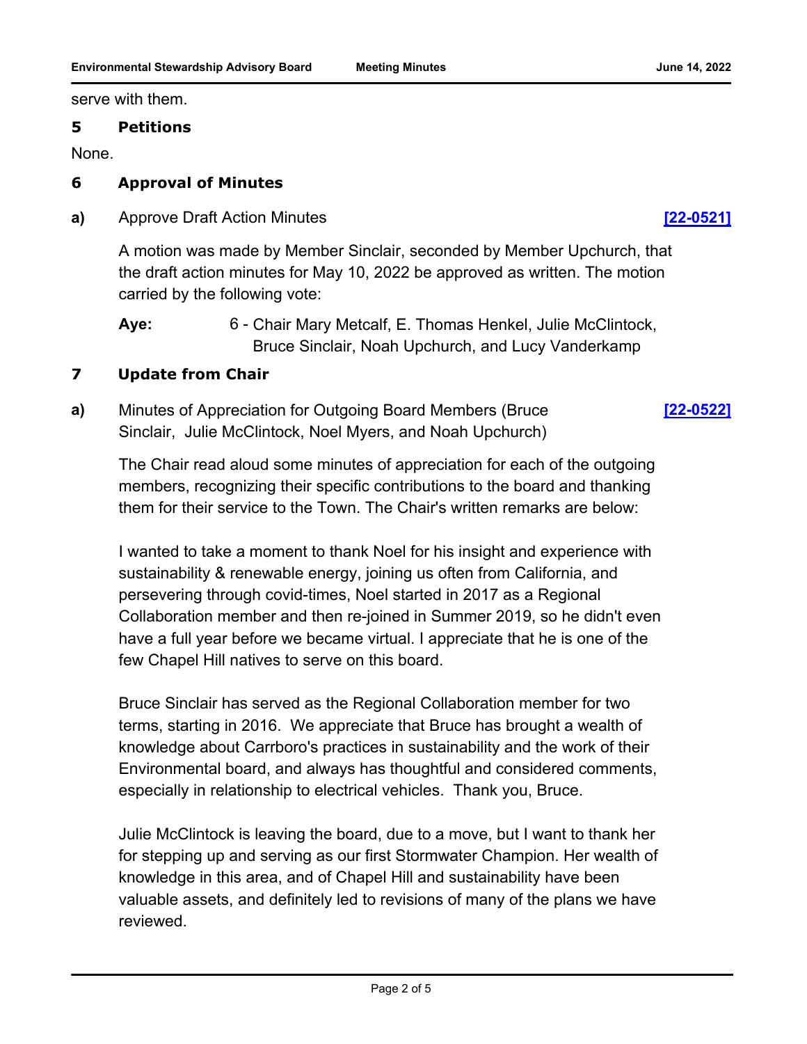serve with them.

## 5 Petitions

None.

## 6 Approval of Minutes

**a)** Approve Draft Action Minutes **[22-0521]**

A motion was made by Member Sinclair, seconded by Member Upchurch, that the draft action minutes for May 10, 2022 be approved as written. The motion carried by the following vote:

**Aye:** 6 - Chair Mary Metcalf, E. Thomas Henkel, Julie McClintock, Bruce Sinclair, Noah Upchurch, and Lucy Vanderkamp

## 7 Update from Chair

**a)** Minutes of Appreciation for Outgoing Board Members (Bruce Sinclair, Julie McClintock, Noel Myers, and Noah Upchurch) **[22-0522]**

The Chair read aloud some minutes of appreciation for each of the outgoing members, recognizing their specific contributions to the board and thanking them for their service to the Town. The Chair's written remarks are below:

I wanted to take a moment to thank Noel for his insight and experience with sustainability & renewable energy, joining us often from California, and persevering through covid-times, Noel started in 2017 as a Regional Collaboration member and then re-joined in Summer 2019, so he didn't even have a full year before we became virtual. I appreciate that he is one of the few Chapel Hill natives to serve on this board.

Bruce Sinclair has served as the Regional Collaboration member for two terms, starting in 2016. We appreciate that Bruce has brought a wealth of knowledge about Carrboro's practices in sustainability and the work of their Environmental board, and always has thoughtful and considered comments, especially in relationship to electrical vehicles. Thank you, Bruce.

Julie McClintock is leaving the board, due to a move, but I want to thank her for stepping up and serving as our first Stormwater Champion. Her wealth of knowledge in this area, and of Chapel Hill and sustainability have been valuable assets, and definitely led to revisions of many of the plans we have reviewed.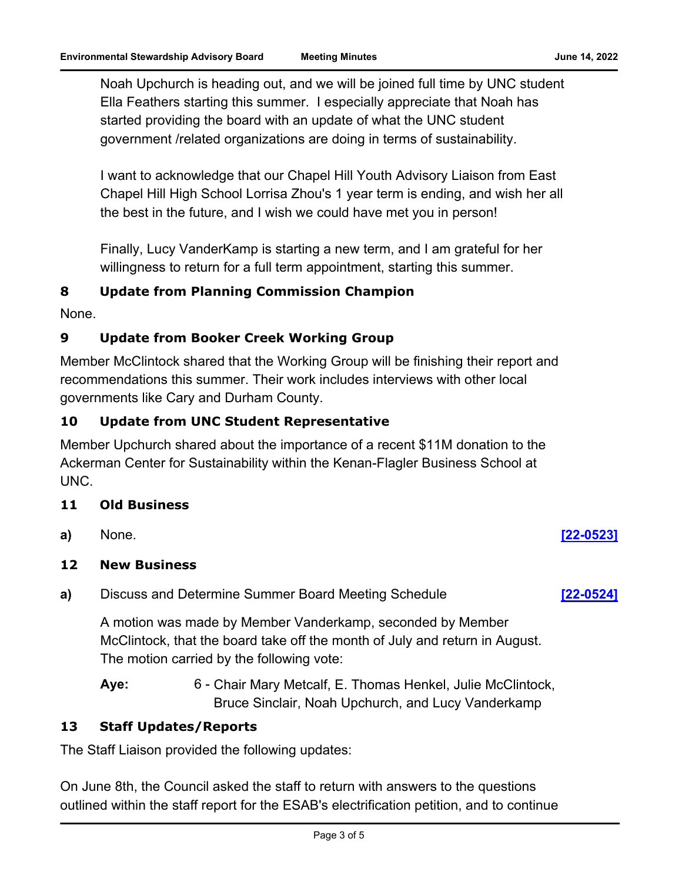Noah Upchurch is heading out, and we will be joined full time by UNC student Ella Feathers starting this summer. I especially appreciate that Noah has started providing the board with an update of what the UNC student government /related organizations are doing in terms of sustainability.

I want to acknowledge that our Chapel Hill Youth Advisory Liaison from East Chapel Hill High School Lorrisa Zhou's 1 year term is ending, and wish her all the best in the future, and I wish we could have met you in person!

Finally, Lucy VanderKamp is starting a new term, and I am grateful for her willingness to return for a full term appointment, starting this summer.

## 8 Update from Planning Commission Champion

None.

## 9 Update from Booker Creek Working Group

Member McClintock shared that the Working Group will be finishing their report and recommendations this summer. Their work includes interviews with other local governments like Cary and Durham County.

## 10 Update from UNC Student Representative

Member Upchurch shared about the importance of a recent $11M donation to the Ackerman Center for Sustainability within the Kenan-Flagler Business School at UNC.

## 11 Old Business

**a)** None. **[22-0523]**

## 12 New Business

**a)** Discuss and Determine Summer Board Meeting Schedule **[22-0524]**

A motion was made by Member Vanderkamp, seconded by Member McClintock, that the board take off the month of July and return in August. The motion carried by the following vote:

**Aye:** 6 - Chair Mary Metcalf, E. Thomas Henkel, Julie McClintock, Bruce Sinclair, Noah Upchurch, and Lucy Vanderkamp

## 13 Staff Updates/Reports

The Staff Liaison provided the following updates:

On June 8th, the Council asked the staff to return with answers to the questions outlined within the staff report for the ESAB's electrification petition, and to continue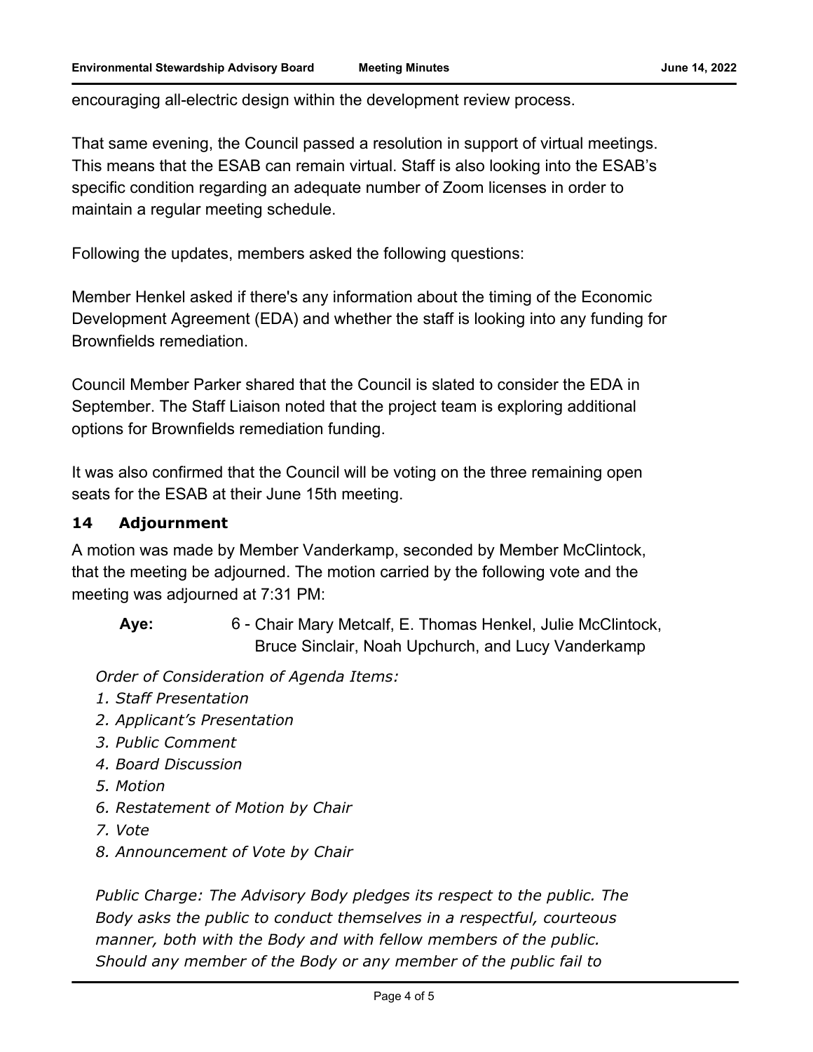encouraging all-electric design within the development review process.

That same evening, the Council passed a resolution in support of virtual meetings. This means that the ESAB can remain virtual. Staff is also looking into the ESAB's specific condition regarding an adequate number of Zoom licenses in order to maintain a regular meeting schedule.

Following the updates, members asked the following questions:

Member Henkel asked if there's any information about the timing of the Economic Development Agreement (EDA) and whether the staff is looking into any funding for Brownfields remediation.

Council Member Parker shared that the Council is slated to consider the EDA in September. The Staff Liaison noted that the project team is exploring additional options for Brownfields remediation funding.

It was also confirmed that the Council will be voting on the three remaining open seats for the ESAB at their June 15th meeting.

## 14 Adjournment

A motion was made by Member Vanderkamp, seconded by Member McClintock, that the meeting be adjourned. The motion carried by the following vote and the meeting was adjourned at 7:31 PM:

**Aye:** 6 - Chair Mary Metcalf, E. Thomas Henkel, Julie McClintock, Bruce Sinclair, Noah Upchurch, and Lucy Vanderkamp

*Order of Consideration of Agenda Items:*

*1. Staff Presentation*
*2. Applicant's Presentation*
*3. Public Comment*
*4. Board Discussion*
*5. Motion*
*6. Restatement of Motion by Chair*
*7. Vote*
*8. Announcement of Vote by Chair*

*Public Charge: The Advisory Body pledges its respect to the public. The Body asks the public to conduct themselves in a respectful, courteous manner, both with the Body and with fellow members of the public. Should any member of the Body or any member of the public fail to*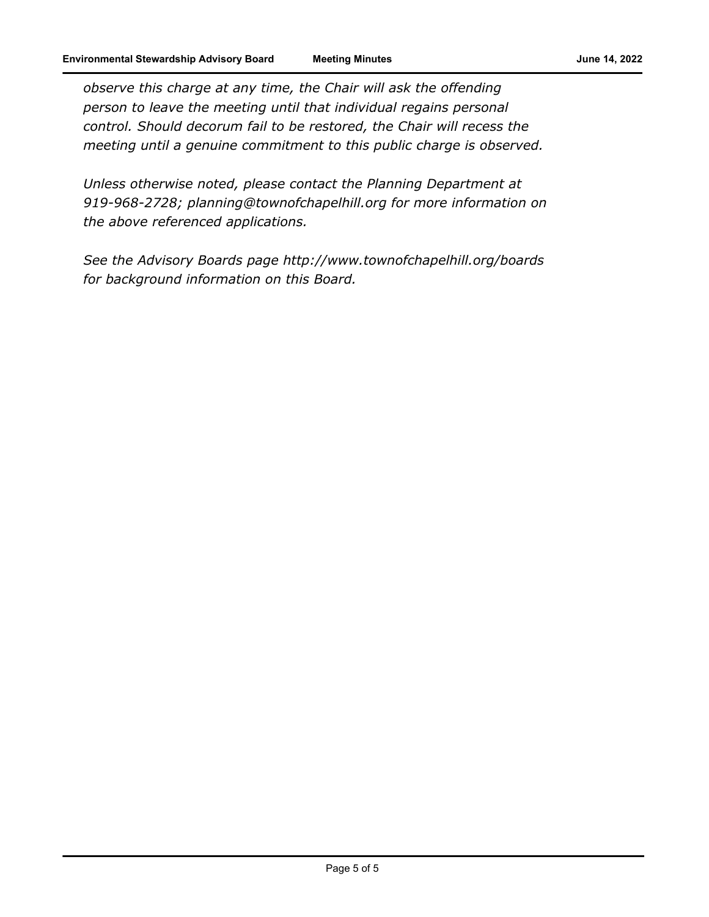*observe this charge at any time, the Chair will ask the offending person to leave the meeting until that individual regains personal control. Should decorum fail to be restored, the Chair will recess the meeting until a genuine commitment to this public charge is observed.*

*Unless otherwise noted, please contact the Planning Department at 919-968-2728; planning@townofchapelhill.org for more information on the above referenced applications.*

*See the Advisory Boards page http://www.townofchapelhill.org/boards for background information on this Board.*